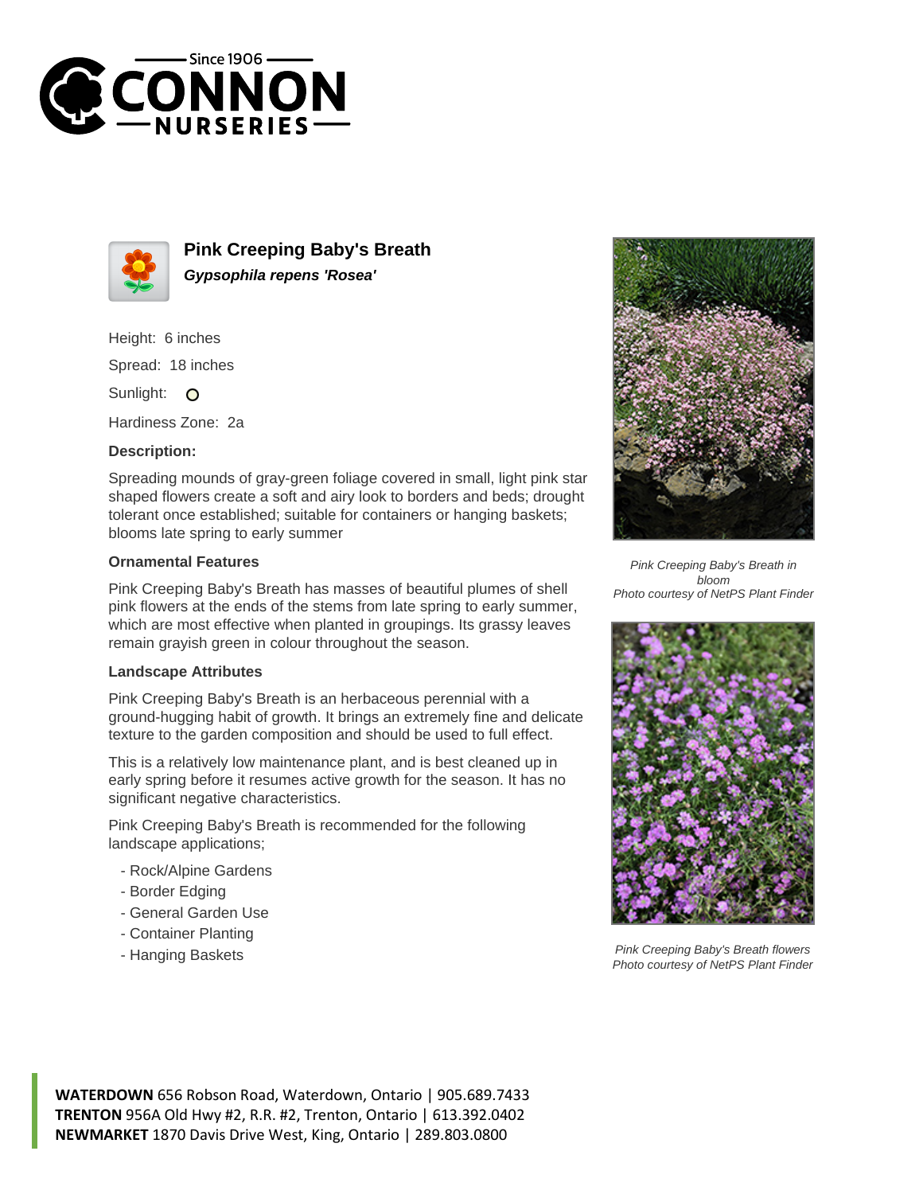# Pink Creeping Baby's Breath

***Gypsophila repens 'Rosea'***

Height: 6 inches

Spread: 18 inches

Sunlight: ○

Hardiness Zone: 2a

**Description:**

Spreading mounds of gray-green foliage covered in small, light pink star shaped flowers create a soft and airy look to borders and beds; drought tolerant once established; suitable for containers or hanging baskets; blooms late spring to early summer

### Ornamental Features

Pink Creeping Baby's Breath has masses of beautiful plumes of shell pink flowers at the ends of the stems from late spring to early summer, which are most effective when planted in groupings. Its grassy leaves remain grayish green in colour throughout the season.

### Landscape Attributes

Pink Creeping Baby's Breath is an herbaceous perennial with a ground-hugging habit of growth. It brings an extremely fine and delicate texture to the garden composition and should be used to full effect.

This is a relatively low maintenance plant, and is best cleaned up in early spring before it resumes active growth for the season. It has no significant negative characteristics.

Pink Creeping Baby's Breath is recommended for the following landscape applications;

- Rock/Alpine Gardens
- Border Edging
- General Garden Use
- Container Planting
- Hanging Baskets

*Pink Creeping Baby's Breath in bloom*
*Photo courtesy of NetPS Plant Finder*

*Pink Creeping Baby's Breath flowers*
*Photo courtesy of NetPS Plant Finder*

**WATERDOWN** 656 Robson Road, Waterdown, Ontario | 905.689.7433
**TRENTON** 956A Old Hwy #2, R.R. #2, Trenton, Ontario | 613.392.0402
**NEWMARKET** 1870 Davis Drive West, King, Ontario | 289.803.0800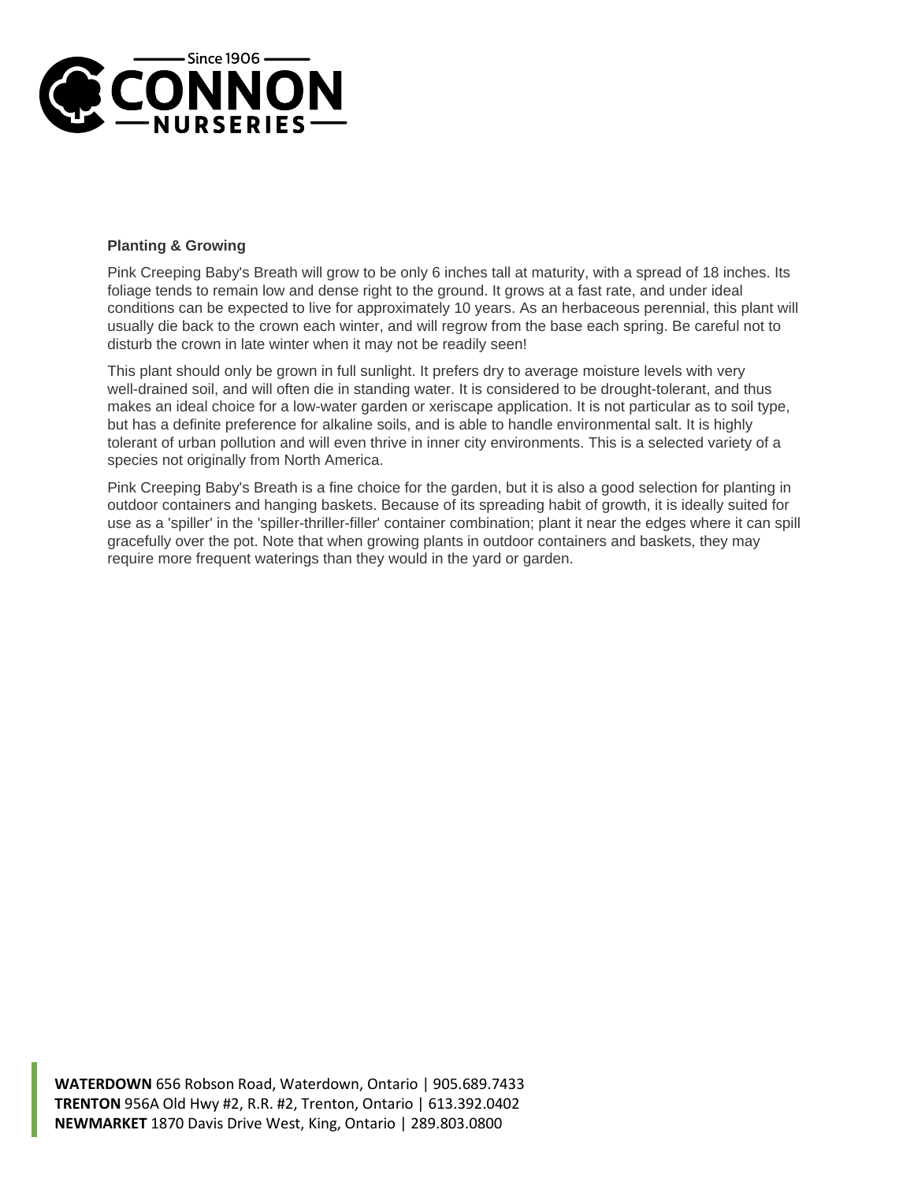### Planting & Growing

Pink Creeping Baby's Breath will grow to be only 6 inches tall at maturity, with a spread of 18 inches. Its foliage tends to remain low and dense right to the ground. It grows at a fast rate, and under ideal conditions can be expected to live for approximately 10 years. As an herbaceous perennial, this plant will usually die back to the crown each winter, and will regrow from the base each spring. Be careful not to disturb the crown in late winter when it may not be readily seen!

This plant should only be grown in full sunlight. It prefers dry to average moisture levels with very well-drained soil, and will often die in standing water. It is considered to be drought-tolerant, and thus makes an ideal choice for a low-water garden or xeriscape application. It is not particular as to soil type, but has a definite preference for alkaline soils, and is able to handle environmental salt. It is highly tolerant of urban pollution and will even thrive in inner city environments. This is a selected variety of a species not originally from North America.

Pink Creeping Baby's Breath is a fine choice for the garden, but it is also a good selection for planting in outdoor containers and hanging baskets. Because of its spreading habit of growth, it is ideally suited for use as a 'spiller' in the 'spiller-thriller-filler' container combination; plant it near the edges where it can spill gracefully over the pot. Note that when growing plants in outdoor containers and baskets, they may require more frequent waterings than they would in the yard or garden.